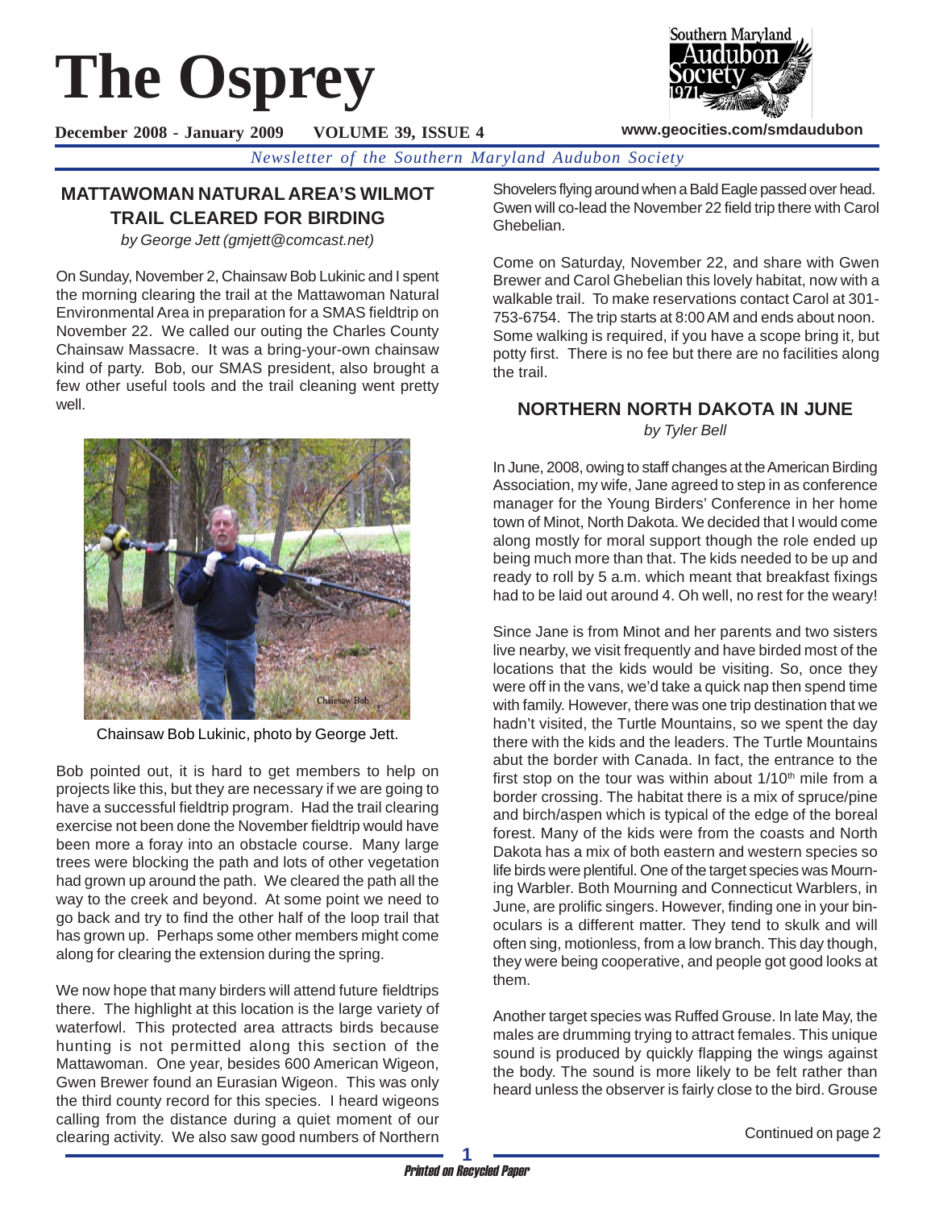# The Osprey

**December 2008 - January 2009 VOLUME 39, ISSUE 4**

**www.geocities.com/smdaudubon**

*Newsletter of the Southern Maryland Audubon Society*

## MATTAWOMAN NATURAL AREA'S WILMOT TRAIL CLEARED FOR BIRDING

*by George Jett (gmjett@comcast.net)*

On Sunday, November 2, Chainsaw Bob Lukinic and I spent the morning clearing the trail at the Mattawoman Natural Environmental Area in preparation for a SMAS fieldtrip on November 22. We called our outing the Charles County Chainsaw Massacre. It was a bring-your-own chainsaw kind of party. Bob, our SMAS president, also brought a few other useful tools and the trail cleaning went pretty well.

Chainsaw Bob Lukinic, photo by George Jett.

Bob pointed out, it is hard to get members to help on projects like this, but they are necessary if we are going to have a successful fieldtrip program. Had the trail clearing exercise not been done the November fieldtrip would have been more a foray into an obstacle course. Many large trees were blocking the path and lots of other vegetation had grown up around the path. We cleared the path all the way to the creek and beyond. At some point we need to go back and try to find the other half of the loop trail that has grown up. Perhaps some other members might come along for clearing the extension during the spring.

We now hope that many birders will attend future fieldtrips there. The highlight at this location is the large variety of waterfowl. This protected area attracts birds because hunting is not permitted along this section of the Mattawoman. One year, besides 600 American Wigeon, Gwen Brewer found an Eurasian Wigeon. This was only the third county record for this species. I heard wigeons calling from the distance during a quiet moment of our clearing activity. We also saw good numbers of Northern Shovelers flying around when a Bald Eagle passed over head. Gwen will co-lead the November 22 field trip there with Carol Ghebelian.

Come on Saturday, November 22, and share with Gwen Brewer and Carol Ghebelian this lovely habitat, now with a walkable trail. To make reservations contact Carol at 301-753-6754. The trip starts at 8:00 AM and ends about noon. Some walking is required, if you have a scope bring it, but potty first. There is no fee but there are no facilities along the trail.

## NORTHERN NORTH DAKOTA IN JUNE

*by Tyler Bell*

In June, 2008, owing to staff changes at the American Birding Association, my wife, Jane agreed to step in as conference manager for the Young Birders' Conference in her home town of Minot, North Dakota. We decided that I would come along mostly for moral support though the role ended up being much more than that. The kids needed to be up and ready to roll by 5 a.m. which meant that breakfast fixings had to be laid out around 4. Oh well, no rest for the weary!

Since Jane is from Minot and her parents and two sisters live nearby, we visit frequently and have birded most of the locations that the kids would be visiting. So, once they were off in the vans, we'd take a quick nap then spend time with family. However, there was one trip destination that we hadn't visited, the Turtle Mountains, so we spent the day there with the kids and the leaders. The Turtle Mountains abut the border with Canada. In fact, the entrance to the first stop on the tour was within about 1/10th mile from a border crossing. The habitat there is a mix of spruce/pine and birch/aspen which is typical of the edge of the boreal forest. Many of the kids were from the coasts and North Dakota has a mix of both eastern and western species so life birds were plentiful. One of the target species was Mourning Warbler. Both Mourning and Connecticut Warblers, in June, are prolific singers. However, finding one in your binoculars is a different matter. They tend to skulk and will often sing, motionless, from a low branch. This day though, they were being cooperative, and people got good looks at them.

Another target species was Ruffed Grouse. In late May, the males are drumming trying to attract females. This unique sound is produced by quickly flapping the wings against the body. The sound is more likely to be felt rather than heard unless the observer is fairly close to the bird. Grouse

Continued on page 2

*Printed on Recycled Paper*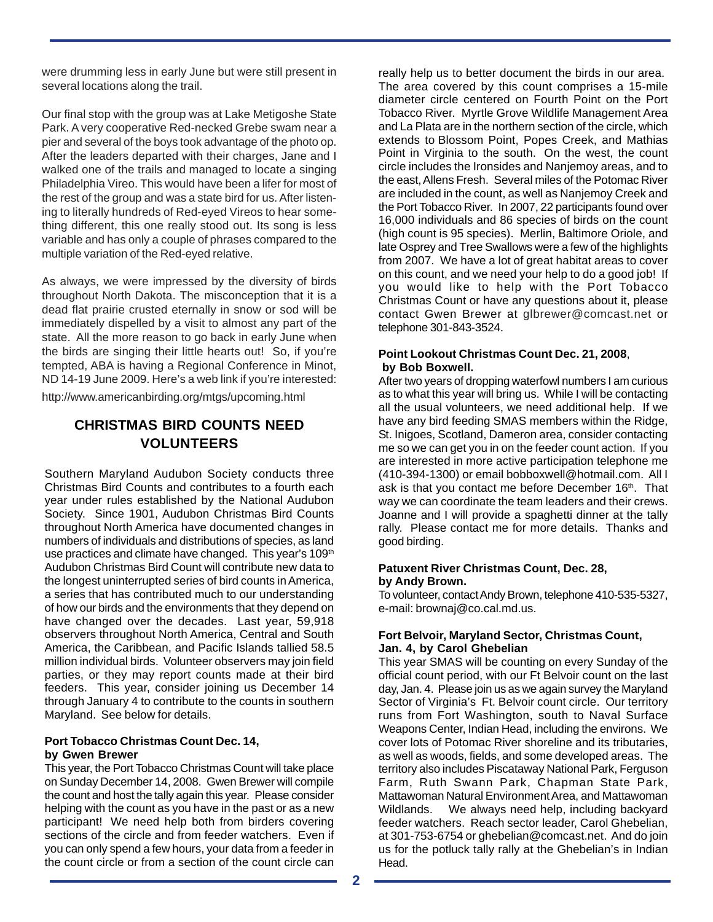were drumming less in early June but were still present in several locations along the trail.

Our final stop with the group was at Lake Metigoshe State Park. A very cooperative Red-necked Grebe swam near a pier and several of the boys took advantage of the photo op. After the leaders departed with their charges, Jane and I walked one of the trails and managed to locate a singing Philadelphia Vireo. This would have been a lifer for most of the rest of the group and was a state bird for us. After listening to literally hundreds of Red-eyed Vireos to hear something different, this one really stood out. Its song is less variable and has only a couple of phrases compared to the multiple variation of the Red-eyed relative.

As always, we were impressed by the diversity of birds throughout North Dakota. The misconception that it is a dead flat prairie crusted eternally in snow or sod will be immediately dispelled by a visit to almost any part of the state. All the more reason to go back in early June when the birds are singing their little hearts out! So, if you're tempted, ABA is having a Regional Conference in Minot, ND 14-19 June 2009. Here's a web link if you're interested:

http://www.americanbirding.org/mtgs/upcoming.html

## CHRISTMAS BIRD COUNTS NEED VOLUNTEERS

Southern Maryland Audubon Society conducts three Christmas Bird Counts and contributes to a fourth each year under rules established by the National Audubon Society. Since 1901, Audubon Christmas Bird Counts throughout North America have documented changes in numbers of individuals and distributions of species, as land use practices and climate have changed. This year's 109th Audubon Christmas Bird Count will contribute new data to the longest uninterrupted series of bird counts in America, a series that has contributed much to our understanding of how our birds and the environments that they depend on have changed over the decades. Last year, 59,918 observers throughout North America, Central and South America, the Caribbean, and Pacific Islands tallied 58.5 million individual birds. Volunteer observers may join field parties, or they may report counts made at their bird feeders. This year, consider joining us December 14 through January 4 to contribute to the counts in southern Maryland. See below for details.

**Port Tobacco Christmas Count Dec. 14, by Gwen Brewer**

This year, the Port Tobacco Christmas Count will take place on Sunday December 14, 2008. Gwen Brewer will compile the count and host the tally again this year. Please consider helping with the count as you have in the past or as a new participant! We need help both from birders covering sections of the circle and from feeder watchers. Even if you can only spend a few hours, your data from a feeder in the count circle or from a section of the count circle can really help us to better document the birds in our area. The area covered by this count comprises a 15-mile diameter circle centered on Fourth Point on the Port Tobacco River. Myrtle Grove Wildlife Management Area and La Plata are in the northern section of the circle, which extends to Blossom Point, Popes Creek, and Mathias Point in Virginia to the south. On the west, the count circle includes the Ironsides and Nanjemoy areas, and to the east, Allens Fresh. Several miles of the Potomac River are included in the count, as well as Nanjemoy Creek and the Port Tobacco River. In 2007, 22 participants found over 16,000 individuals and 86 species of birds on the count (high count is 95 species). Merlin, Baltimore Oriole, and late Osprey and Tree Swallows were a few of the highlights from 2007. We have a lot of great habitat areas to cover on this count, and we need your help to do a good job! If you would like to help with the Port Tobacco Christmas Count or have any questions about it, please contact Gwen Brewer at glbrewer@comcast.net or telephone 301-843-3524.

**Point Lookout Christmas Count Dec. 21, 2008, by Bob Boxwell.**

After two years of dropping waterfowl numbers I am curious as to what this year will bring us. While I will be contacting all the usual volunteers, we need additional help. If we have any bird feeding SMAS members within the Ridge, St. Inigoes, Scotland, Dameron area, consider contacting me so we can get you in on the feeder count action. If you are interested in more active participation telephone me (410-394-1300) or email bobboxwell@hotmail.com. All I ask is that you contact me before December 16th. That way we can coordinate the team leaders and their crews. Joanne and I will provide a spaghetti dinner at the tally rally. Please contact me for more details. Thanks and good birding.

**Patuxent River Christmas Count, Dec. 28, by Andy Brown.**

To volunteer, contact Andy Brown, telephone 410-535-5327, e-mail: brownaj@co.cal.md.us.

**Fort Belvoir, Maryland Sector, Christmas Count, Jan. 4, by Carol Ghebelian**

This year SMAS will be counting on every Sunday of the official count period, with our Ft Belvoir count on the last day, Jan. 4. Please join us as we again survey the Maryland Sector of Virginia's Ft. Belvoir count circle. Our territory runs from Fort Washington, south to Naval Surface Weapons Center, Indian Head, including the environs. We cover lots of Potomac River shoreline and its tributaries, as well as woods, fields, and some developed areas. The territory also includes Piscataway National Park, Ferguson Farm, Ruth Swann Park, Chapman State Park, Mattawoman Natural Environment Area, and Mattawoman Wildlands. We always need help, including backyard feeder watchers. Reach sector leader, Carol Ghebelian, at 301-753-6754 or ghebelian@comcast.net. And do join us for the potluck tally rally at the Ghebelian's in Indian Head.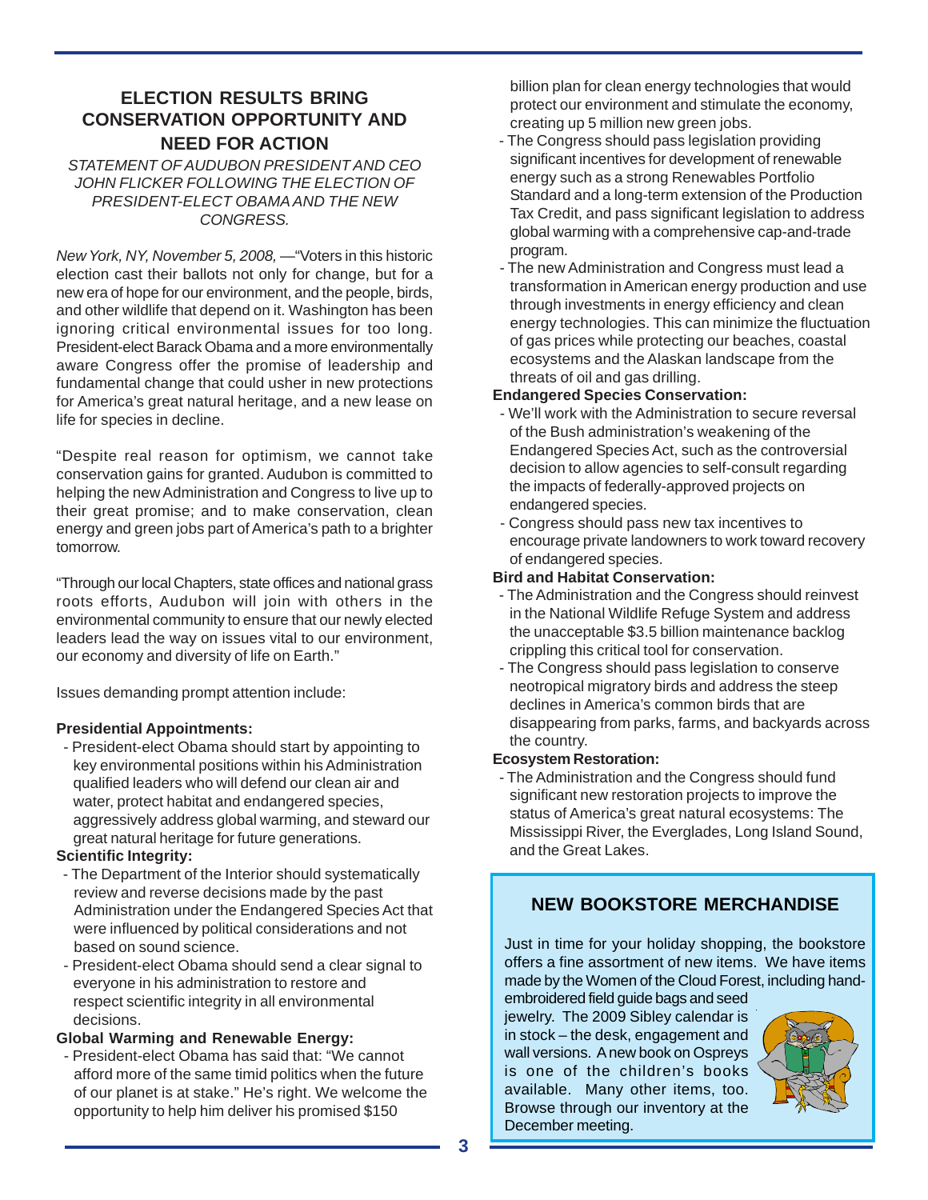## ELECTION RESULTS BRING CONSERVATION OPPORTUNITY AND NEED FOR ACTION

*STATEMENT OF AUDUBON PRESIDENT AND CEO JOHN FLICKER FOLLOWING THE ELECTION OF PRESIDENT-ELECT OBAMA AND THE NEW CONGRESS.*

*New York, NY, November 5, 2008,* —"Voters in this historic election cast their ballots not only for change, but for a new era of hope for our environment, and the people, birds, and other wildlife that depend on it. Washington has been ignoring critical environmental issues for too long. President-elect Barack Obama and a more environmentally aware Congress offer the promise of leadership and fundamental change that could usher in new protections for America's great natural heritage, and a new lease on life for species in decline.

"Despite real reason for optimism, we cannot take conservation gains for granted. Audubon is committed to helping the new Administration and Congress to live up to their great promise; and to make conservation, clean energy and green jobs part of America's path to a brighter tomorrow.

"Through our local Chapters, state offices and national grass roots efforts, Audubon will join with others in the environmental community to ensure that our newly elected leaders lead the way on issues vital to our environment, our economy and diversity of life on Earth."

Issues demanding prompt attention include:

**Presidential Appointments:**

- President-elect Obama should start by appointing to key environmental positions within his Administration qualified leaders who will defend our clean air and water, protect habitat and endangered species, aggressively address global warming, and steward our great natural heritage for future generations.

**Scientific Integrity:**

- The Department of the Interior should systematically review and reverse decisions made by the past Administration under the Endangered Species Act that were influenced by political considerations and not based on sound science.
- President-elect Obama should send a clear signal to everyone in his administration to restore and respect scientific integrity in all environmental decisions.

**Global Warming and Renewable Energy:**

- President-elect Obama has said that: "We cannot afford more of the same timid politics when the future of our planet is at stake." He's right. We welcome the opportunity to help him deliver his promised $150 billion plan for clean energy technologies that would protect our environment and stimulate the economy, creating up 5 million new green jobs.
- The Congress should pass legislation providing significant incentives for development of renewable energy such as a strong Renewables Portfolio Standard and a long-term extension of the Production Tax Credit, and pass significant legislation to address global warming with a comprehensive cap-and-trade program.
- The new Administration and Congress must lead a transformation in American energy production and use through investments in energy efficiency and clean energy technologies. This can minimize the fluctuation of gas prices while protecting our beaches, coastal ecosystems and the Alaskan landscape from the threats of oil and gas drilling.

**Endangered Species Conservation:**

- We'll work with the Administration to secure reversal of the Bush administration's weakening of the Endangered Species Act, such as the controversial decision to allow agencies to self-consult regarding the impacts of federally-approved projects on endangered species.
- Congress should pass new tax incentives to encourage private landowners to work toward recovery of endangered species.

**Bird and Habitat Conservation:**

- The Administration and the Congress should reinvest in the National Wildlife Refuge System and address the unacceptable $3.5 billion maintenance backlog crippling this critical tool for conservation.
- The Congress should pass legislation to conserve neotropical migratory birds and address the steep declines in America's common birds that are disappearing from parks, farms, and backyards across the country.

**Ecosystem Restoration:**

- The Administration and the Congress should fund significant new restoration projects to improve the status of America's great natural ecosystems: The Mississippi River, the Everglades, Long Island Sound, and the Great Lakes.

## NEW BOOKSTORE MERCHANDISE

Just in time for your holiday shopping, the bookstore offers a fine assortment of new items. We have items made by the Women of the Cloud Forest, including hand-embroidered field guide bags and seed jewelry. The 2009 Sibley calendar is in stock – the desk, engagement and wall versions. A new book on Ospreys is one of the children's books available. Many other items, too. Browse through our inventory at the December meeting.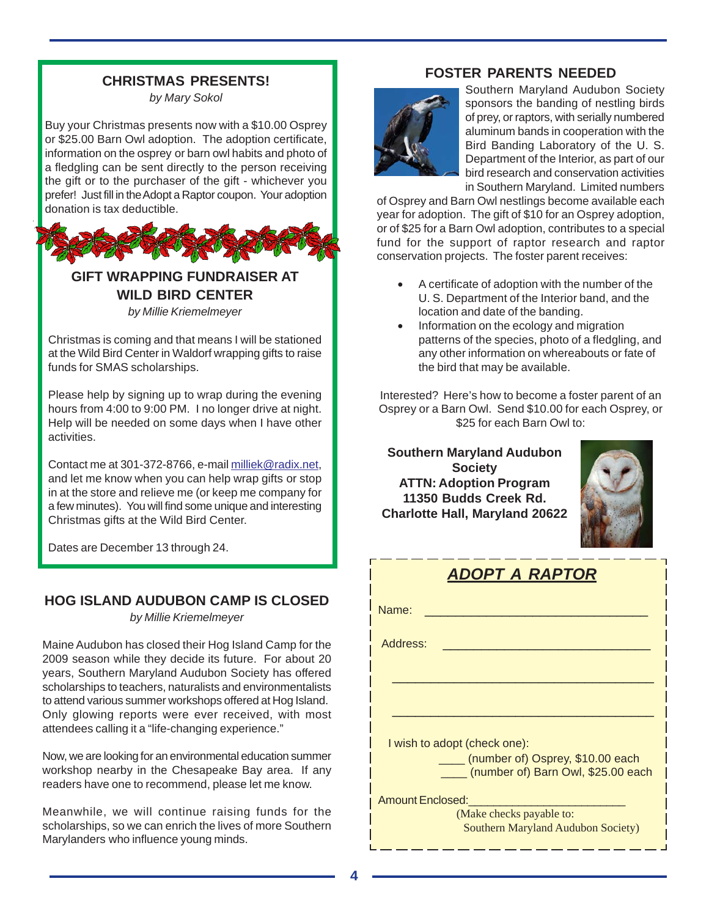## CHRISTMAS PRESENTS!

*by Mary Sokol*

Buy your Christmas presents now with a $10.00 Osprey or $25.00 Barn Owl adoption. The adoption certificate, information on the osprey or barn owl habits and photo of a fledgling can be sent directly to the person receiving the gift or to the purchaser of the gift - whichever you prefer! Just fill in the Adopt a Raptor coupon. Your adoption donation is tax deductible.

## GIFT WRAPPING FUNDRAISER AT WILD BIRD CENTER

*by Millie Kriemelmeyer*

Christmas is coming and that means I will be stationed at the Wild Bird Center in Waldorf wrapping gifts to raise funds for SMAS scholarships.

Please help by signing up to wrap during the evening hours from 4:00 to 9:00 PM. I no longer drive at night. Help will be needed on some days when I have other activities.

Contact me at 301-372-8766, e-mail milliek@radix.net, and let me know when you can help wrap gifts or stop in at the store and relieve me (or keep me company for a few minutes). You will find some unique and interesting Christmas gifts at the Wild Bird Center.

Dates are December 13 through 24.

## HOG ISLAND AUDUBON CAMP IS CLOSED

*by Millie Kriemelmeyer*

Maine Audubon has closed their Hog Island Camp for the 2009 season while they decide its future. For about 20 years, Southern Maryland Audubon Society has offered scholarships to teachers, naturalists and environmentalists to attend various summer workshops offered at Hog Island. Only glowing reports were ever received, with most attendees calling it a "life-changing experience."

Now, we are looking for an environmental education summer workshop nearby in the Chesapeake Bay area. If any readers have one to recommend, please let me know.

Meanwhile, we will continue raising funds for the scholarships, so we can enrich the lives of more Southern Marylanders who influence young minds.

## FOSTER PARENTS NEEDED

Southern Maryland Audubon Society sponsors the banding of nestling birds of prey, or raptors, with serially numbered aluminum bands in cooperation with the Bird Banding Laboratory of the U. S. Department of the Interior, as part of our bird research and conservation activities in Southern Maryland. Limited numbers of Osprey and Barn Owl nestlings become available each year for adoption. The gift of $10 for an Osprey adoption, or of $25 for a Barn Owl adoption, contributes to a special fund for the support of raptor research and raptor conservation projects. The foster parent receives:

- A certificate of adoption with the number of the U. S. Department of the Interior band, and the location and date of the banding.
- Information on the ecology and migration patterns of the species, photo of a fledgling, and any other information on whereabouts or fate of the bird that may be available.

Interested? Here's how to become a foster parent of an Osprey or a Barn Owl. Send $10.00 for each Osprey, or $25 for each Barn Owl to:

**Southern Maryland Audubon Society**
**ATTN: Adoption Program**
**11350 Budds Creek Rd.**
**Charlotte Hall, Maryland 20622**

## *ADOPT A RAPTOR*

Name: ________________________________

Address: ______________________________

________________________________________

________________________________________

I wish to adopt (check one):

____ (number of) Osprey, $10.00 each

____ (number of) Barn Owl, $25.00 each

Amount Enclosed:_______________________

(Make checks payable to: Southern Maryland Audubon Society)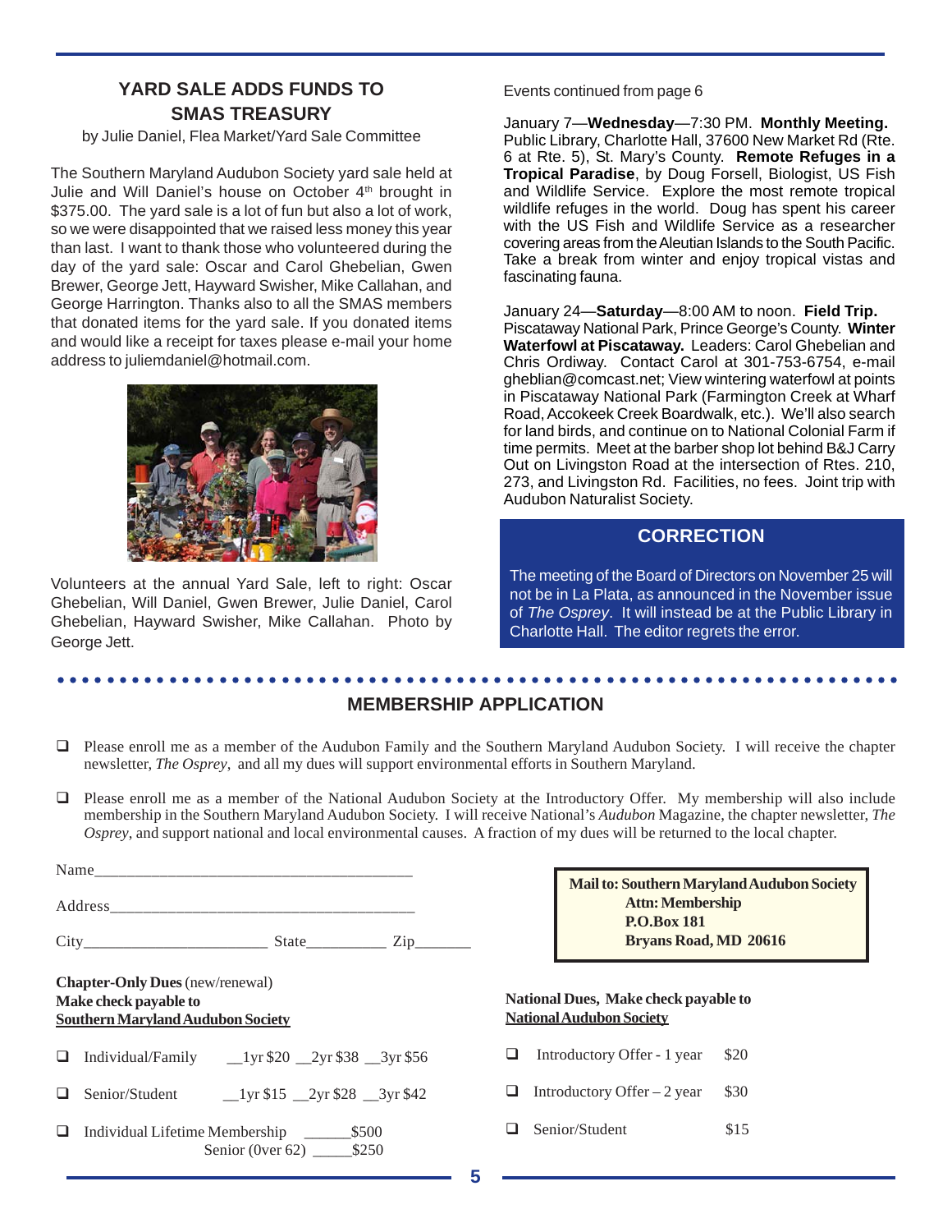## YARD SALE ADDS FUNDS TO SMAS TREASURY

by Julie Daniel, Flea Market/Yard Sale Committee

The Southern Maryland Audubon Society yard sale held at Julie and Will Daniel's house on October 4th brought in $375.00. The yard sale is a lot of fun but also a lot of work, so we were disappointed that we raised less money this year than last. I want to thank those who volunteered during the day of the yard sale: Oscar and Carol Ghebelian, Gwen Brewer, George Jett, Hayward Swisher, Mike Callahan, and George Harrington. Thanks also to all the SMAS members that donated items for the yard sale. If you donated items and would like a receipt for taxes please e-mail your home address to juliemdaniel@hotmail.com.

Volunteers at the annual Yard Sale, left to right: Oscar Ghebelian, Will Daniel, Gwen Brewer, Julie Daniel, Carol Ghebelian, Hayward Swisher, Mike Callahan. Photo by George Jett.

Events continued from page 6

January 7—**Wednesday**—7:30 PM. **Monthly Meeting.** Public Library, Charlotte Hall, 37600 New Market Rd (Rte. 6 at Rte. 5), St. Mary's County. **Remote Refuges in a Tropical Paradise**, by Doug Forsell, Biologist, US Fish and Wildlife Service. Explore the most remote tropical wildlife refuges in the world. Doug has spent his career with the US Fish and Wildlife Service as a researcher covering areas from the Aleutian Islands to the South Pacific. Take a break from winter and enjoy tropical vistas and fascinating fauna.

January 24—**Saturday**—8:00 AM to noon. **Field Trip.** Piscataway National Park, Prince George's County. **Winter Waterfowl at Piscataway.** Leaders: Carol Ghebelian and Chris Ordiway. Contact Carol at 301-753-6754, e-mail gheblian@comcast.net; View wintering waterfowl at points in Piscataway National Park (Farmington Creek at Wharf Road, Accokeek Creek Boardwalk, etc.). We'll also search for land birds, and continue on to National Colonial Farm if time permits. Meet at the barber shop lot behind B&J Carry Out on Livingston Road at the intersection of Rtes. 210, 273, and Livingston Rd. Facilities, no fees. Joint trip with Audubon Naturalist Society.

### CORRECTION

The meeting of the Board of Directors on November 25 will not be in La Plata, as announced in the November issue of *The Osprey*. It will instead be at the Public Library in Charlotte Hall. The editor regrets the error.

## MEMBERSHIP APPLICATION

❑ Please enroll me as a member of the Audubon Family and the Southern Maryland Audubon Society. I will receive the chapter newsletter, *The Osprey*, and all my dues will support environmental efforts in Southern Maryland.

❑ Please enroll me as a member of the National Audubon Society at the Introductory Offer. My membership will also include membership in the Southern Maryland Audubon Society. I will receive National's *Audubon* Magazine, the chapter newsletter, *The Osprey*, and support national and local environmental causes. A fraction of my dues will be returned to the local chapter.

Name________________________________________

Address______________________________________

City______________________ State_________ Zip_______

**Mail to: Southern Maryland Audubon Society**
**Attn: Membership**
**P.O.Box 181**
**Bryans Road, MD 20616**

**Chapter-Only Dues** (new/renewal)
**Make check payable to**
**Southern Maryland Audubon Society**

❑ Individual/Family __1yr $20 __2yr $38 __3yr $56

❑ Senior/Student __1yr $15 __2yr $28 __3yr $42

❑ Individual Lifetime Membership ______$500
Senior (0ver 62) _____$250

**National Dues, Make check payable to**
**National Audubon Society**

❑ Introductory Offer - 1 year $20

❑ Introductory Offer – 2 year $30

❑ Senior/Student $15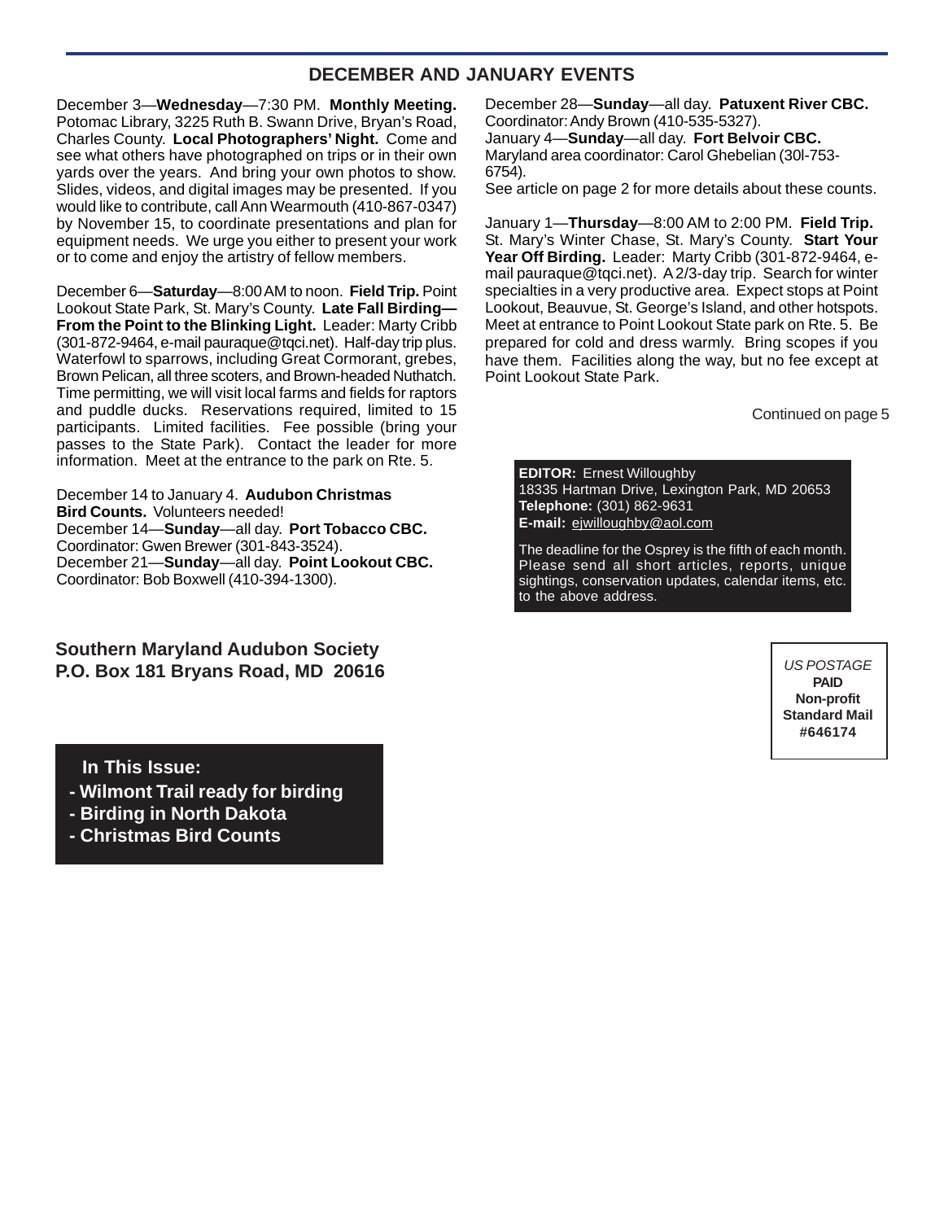## DECEMBER AND JANUARY EVENTS

December 3—**Wednesday**—7:30 PM. **Monthly Meeting.** Potomac Library, 3225 Ruth B. Swann Drive, Bryan's Road, Charles County. **Local Photographers' Night.** Come and see what others have photographed on trips or in their own yards over the years. And bring your own photos to show. Slides, videos, and digital images may be presented. If you would like to contribute, call Ann Wearmouth (410-867-0347) by November 15, to coordinate presentations and plan for equipment needs. We urge you either to present your work or to come and enjoy the artistry of fellow members.

December 6—**Saturday**—8:00 AM to noon. **Field Trip.** Point Lookout State Park, St. Mary's County. **Late Fall Birding—From the Point to the Blinking Light.** Leader: Marty Cribb (301-872-9464, e-mail pauraque@tqci.net). Half-day trip plus. Waterfowl to sparrows, including Great Cormorant, grebes, Brown Pelican, all three scoters, and Brown-headed Nuthatch. Time permitting, we will visit local farms and fields for raptors and puddle ducks. Reservations required, limited to 15 participants. Limited facilities. Fee possible (bring your passes to the State Park). Contact the leader for more information. Meet at the entrance to the park on Rte. 5.

December 14 to January 4. **Audubon Christmas Bird Counts.** Volunteers needed!
December 14—**Sunday**—all day. **Port Tobacco CBC.** Coordinator: Gwen Brewer (301-843-3524).
December 21—**Sunday**—all day. **Point Lookout CBC.** Coordinator: Bob Boxwell (410-394-1300).
December 28—**Sunday**—all day. **Patuxent River CBC.** Coordinator: Andy Brown (410-535-5327).
January 4—**Sunday**—all day. **Fort Belvoir CBC.** Maryland area coordinator: Carol Ghebelian (30l-753-6754).
See article on page 2 for more details about these counts.

January 1—**Thursday**—8:00 AM to 2:00 PM. **Field Trip.** St. Mary's Winter Chase, St. Mary's County. **Start Your Year Off Birding.** Leader: Marty Cribb (301-872-9464, e-mail pauraque@tqci.net). A 2/3-day trip. Search for winter specialties in a very productive area. Expect stops at Point Lookout, Beauvue, St. George's Island, and other hotspots. Meet at entrance to Point Lookout State park on Rte. 5. Be prepared for cold and dress warmly. Bring scopes if you have them. Facilities along the way, but no fee except at Point Lookout State Park.

Continued on page 5

**EDITOR:** Ernest Willoughby
18335 Hartman Drive, Lexington Park, MD 20653
**Telephone:** (301) 862-9631
**E-mail:** ejwilloughby@aol.com

The deadline for the Osprey is the fifth of each month. Please send all short articles, reports, unique sightings, conservation updates, calendar items, etc. to the above address.

**Southern Maryland Audubon Society**
**P.O. Box 181 Bryans Road, MD 20616**

*US POSTAGE*
**PAID**
**Non-profit**
**Standard Mail**
**#646174**

**In This Issue:**

- **Wilmont Trail ready for birding**
- **Birding in North Dakota**
- **Christmas Bird Counts**